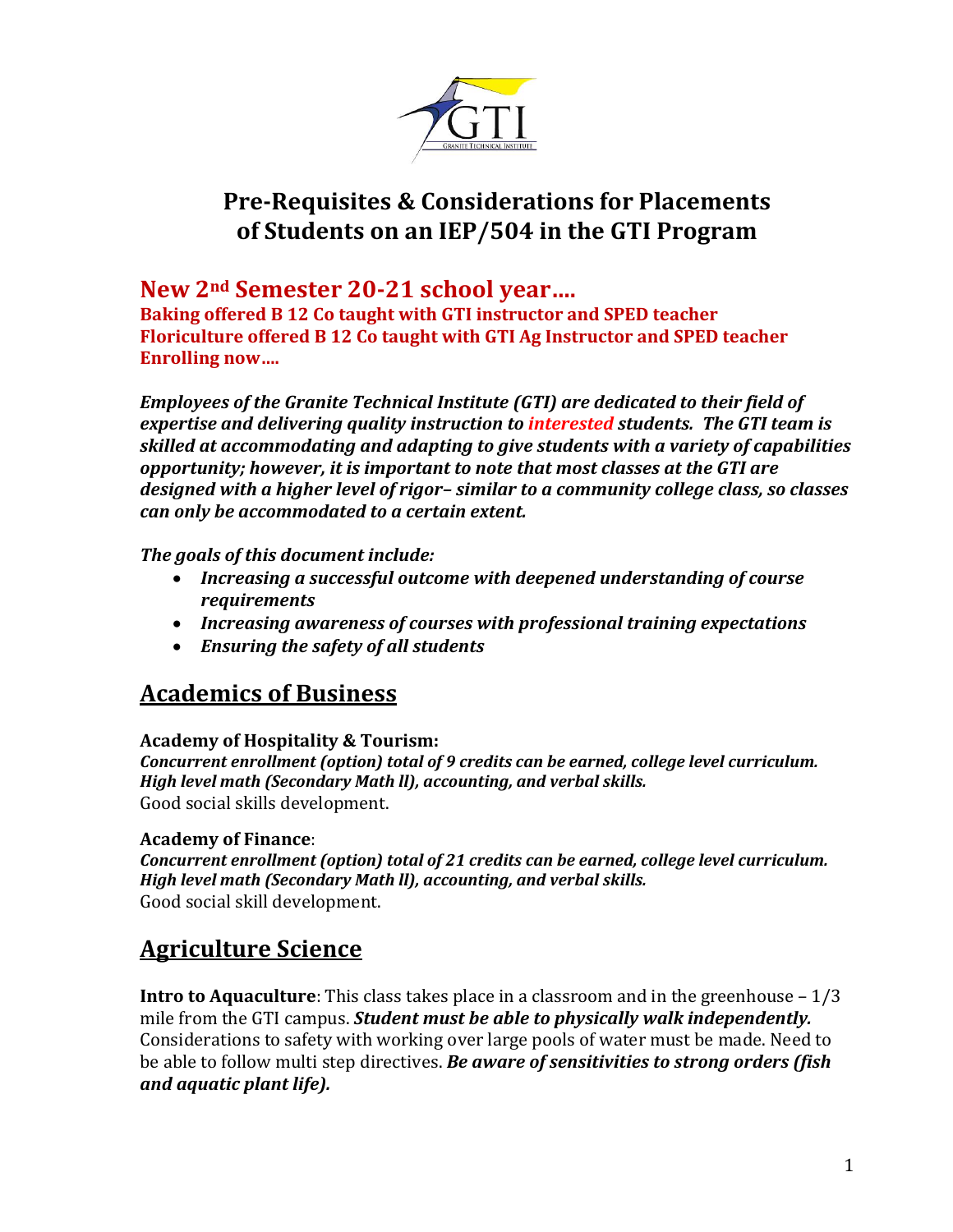# Pre-Requisites & Considerations for Placements of Students on an IEP/504 in the GTI Program

## New 2nd Semester 20-21 school year….

**Baking offered B 12 Co taught with GTI instructor and SPED teacher**
**Floriculture offered B 12 Co taught with GTI Ag Instructor and SPED teacher**
**Enrolling now….**

***Employees of the Granite Technical Institute (GTI) are dedicated to their field of expertise and delivering quality instruction to interested students. The GTI team is skilled at accommodating and adapting to give students with a variety of capabilities opportunity; however, it is important to note that most classes at the GTI are designed with a higher level of rigor– similar to a community college class, so classes can only be accommodated to a certain extent.***

***The goals of this document include:***

- ***Increasing a successful outcome with deepened understanding of course requirements***
- ***Increasing awareness of courses with professional training expectations***
- ***Ensuring the safety of all students***

## Academics of Business

**Academy of Hospitality & Tourism:**
***Concurrent enrollment (option) total of 9 credits can be earned, college level curriculum. High level math (Secondary Math ll), accounting, and verbal skills.***
Good social skills development.

**Academy of Finance**:
***Concurrent enrollment (option) total of 21 credits can be earned, college level curriculum. High level math (Secondary Math ll), accounting, and verbal skills.***
Good social skill development.

## Agriculture Science

**Intro to Aquaculture**: This class takes place in a classroom and in the greenhouse – 1/3 mile from the GTI campus. ***Student must be able to physically walk independently.*** Considerations to safety with working over large pools of water must be made. Need to be able to follow multi step directives. ***Be aware of sensitivities to strong orders (fish and aquatic plant life).***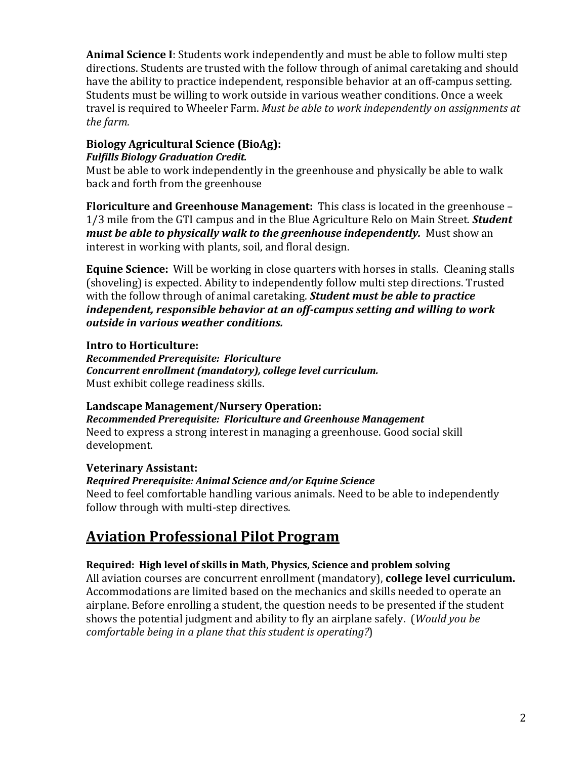**Animal Science I**: Students work independently and must be able to follow multi step directions. Students are trusted with the follow through of animal caretaking and should have the ability to practice independent, responsible behavior at an off-campus setting. Students must be willing to work outside in various weather conditions. Once a week travel is required to Wheeler Farm. *Must be able to work independently on assignments at the farm.*

**Biology Agricultural Science (BioAg):**
***Fulfills Biology Graduation Credit.***
Must be able to work independently in the greenhouse and physically be able to walk back and forth from the greenhouse

**Floriculture and Greenhouse Management:** This class is located in the greenhouse – 1/3 mile from the GTI campus and in the Blue Agriculture Relo on Main Street. ***Student must be able to physically walk to the greenhouse independently.*** Must show an interest in working with plants, soil, and floral design.

**Equine Science:** Will be working in close quarters with horses in stalls. Cleaning stalls (shoveling) is expected. Ability to independently follow multi step directions. Trusted with the follow through of animal caretaking. ***Student must be able to practice independent, responsible behavior at an off-campus setting and willing to work outside in various weather conditions.***

**Intro to Horticulture:**
***Recommended Prerequisite: Floriculture***
***Concurrent enrollment (mandatory), college level curriculum.***
Must exhibit college readiness skills.

**Landscape Management/Nursery Operation:**
***Recommended Prerequisite: Floriculture and Greenhouse Management***
Need to express a strong interest in managing a greenhouse. Good social skill development.

**Veterinary Assistant:**
***Required Prerequisite: Animal Science and/or Equine Science***
Need to feel comfortable handling various animals. Need to be able to independently follow through with multi-step directives.

## Aviation Professional Pilot Program

**Required: High level of skills in Math, Physics, Science and problem solving**
All aviation courses are concurrent enrollment (mandatory), **college level curriculum.** Accommodations are limited based on the mechanics and skills needed to operate an airplane. Before enrolling a student, the question needs to be presented if the student shows the potential judgment and ability to fly an airplane safely. (*Would you be comfortable being in a plane that this student is operating?*)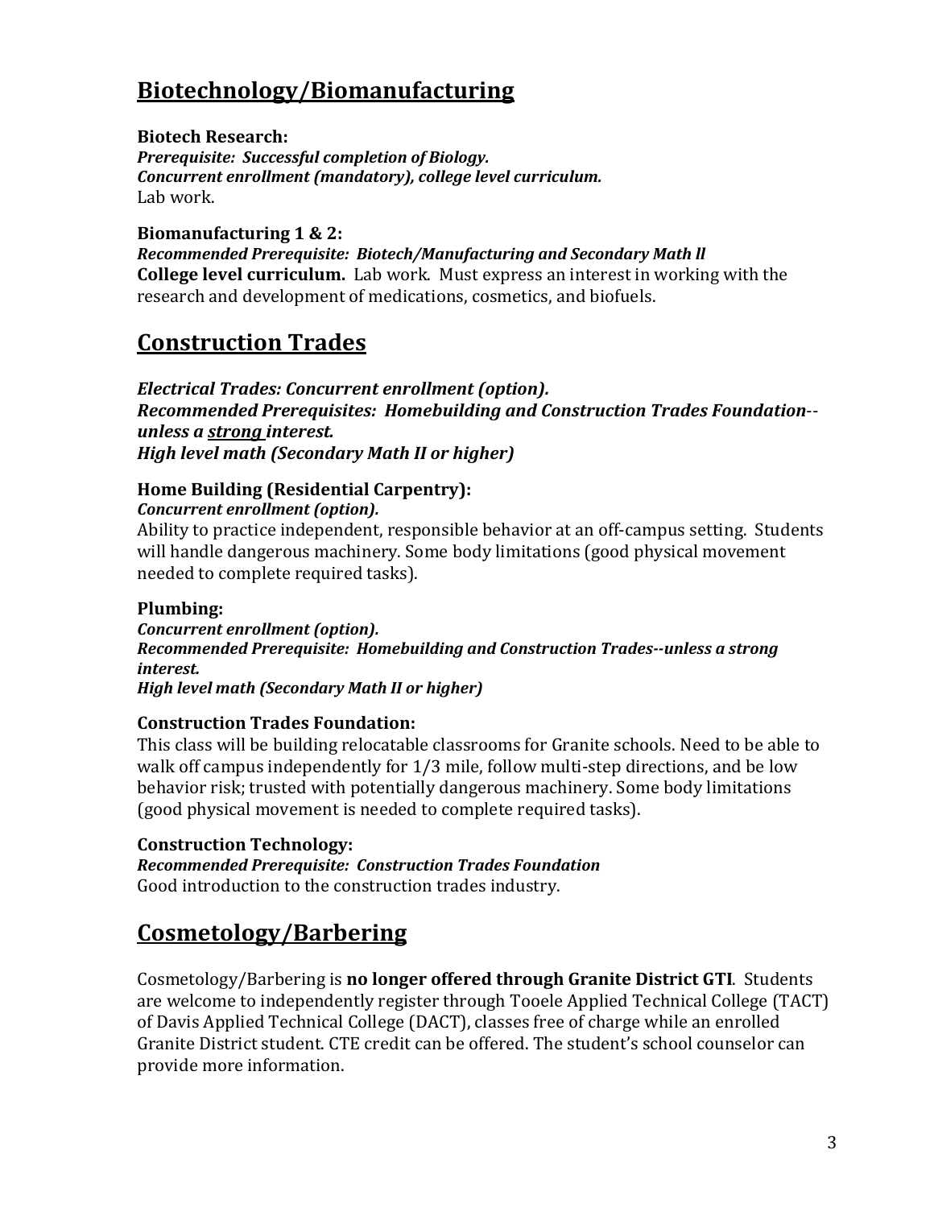## Biotechnology/Biomanufacturing

**Biotech Research:**
***Prerequisite: Successful completion of Biology.***
***Concurrent enrollment (mandatory), college level curriculum.***
Lab work.

**Biomanufacturing 1 & 2:**
***Recommended Prerequisite: Biotech/Manufacturing and Secondary Math ll***
**College level curriculum.** Lab work. Must express an interest in working with the research and development of medications, cosmetics, and biofuels.

## Construction Trades

***Electrical Trades: Concurrent enrollment (option).***
***Recommended Prerequisites: Homebuilding and Construction Trades Foundation--unless a strong interest.***
***High level math (Secondary Math II or higher)***

**Home Building (Residential Carpentry):**
***Concurrent enrollment (option).***
Ability to practice independent, responsible behavior at an off-campus setting. Students will handle dangerous machinery. Some body limitations (good physical movement needed to complete required tasks).

**Plumbing:**
***Concurrent enrollment (option).***
***Recommended Prerequisite: Homebuilding and Construction Trades--unless a strong interest.***
***High level math (Secondary Math II or higher)***

**Construction Trades Foundation:**
This class will be building relocatable classrooms for Granite schools. Need to be able to walk off campus independently for 1/3 mile, follow multi-step directions, and be low behavior risk; trusted with potentially dangerous machinery. Some body limitations (good physical movement is needed to complete required tasks).

**Construction Technology:**
***Recommended Prerequisite: Construction Trades Foundation***
Good introduction to the construction trades industry.

## Cosmetology/Barbering

Cosmetology/Barbering is **no longer offered through Granite District GTI**. Students are welcome to independently register through Tooele Applied Technical College (TACT) of Davis Applied Technical College (DACT), classes free of charge while an enrolled Granite District student. CTE credit can be offered. The student's school counselor can provide more information.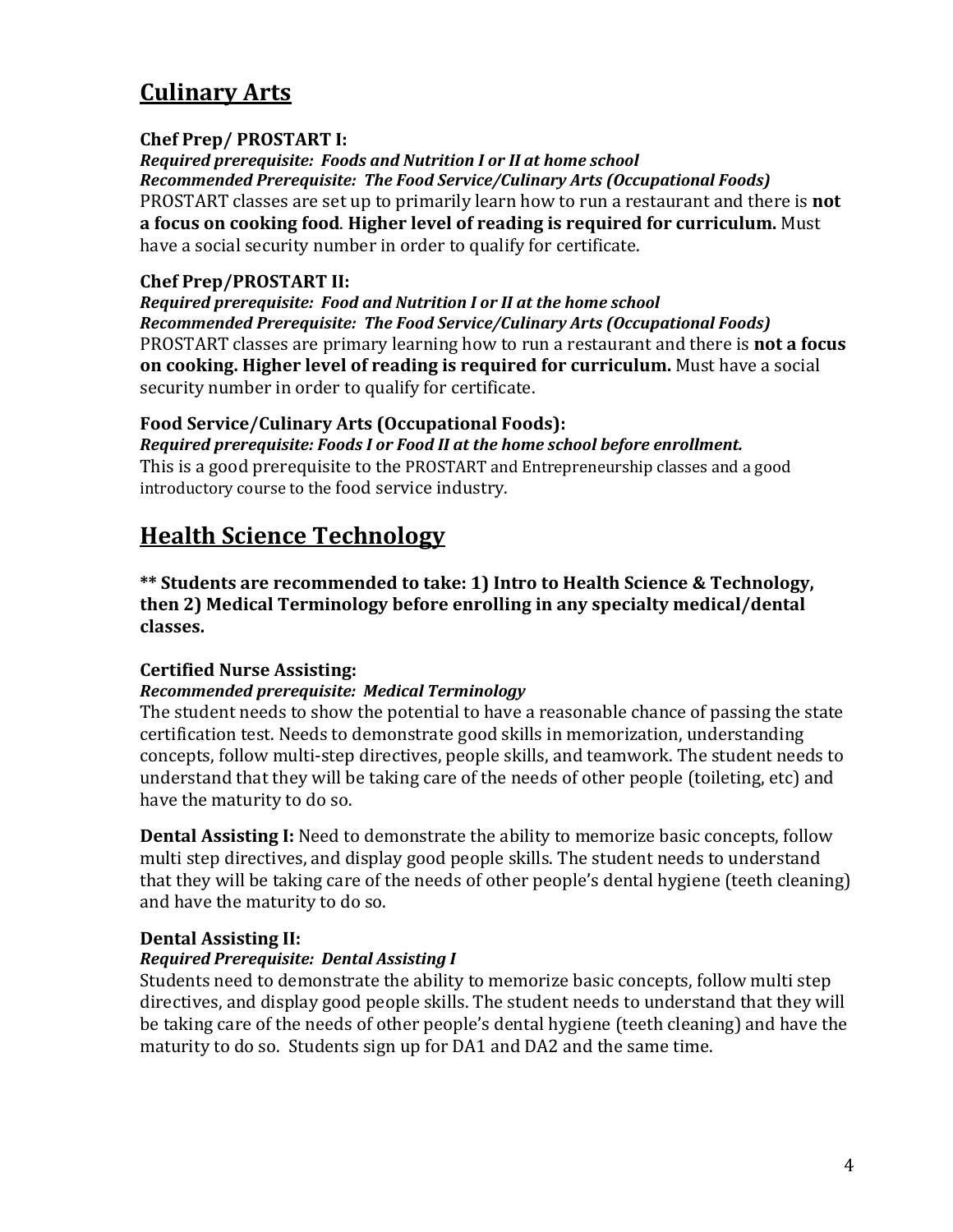## Culinary Arts

### Chef Prep/ PROSTART I:

***Required prerequisite: Foods and Nutrition I or II at home school***
***Recommended Prerequisite: The Food Service/Culinary Arts (Occupational Foods)***
PROSTART classes are set up to primarily learn how to run a restaurant and there is **not a focus on cooking food**. **Higher level of reading is required for curriculum.** Must have a social security number in order to qualify for certificate.

### Chef Prep/PROSTART II:

***Required prerequisite: Food and Nutrition I or II at the home school***
***Recommended Prerequisite: The Food Service/Culinary Arts (Occupational Foods)***
PROSTART classes are primary learning how to run a restaurant and there is **not a focus on cooking. Higher level of reading is required for curriculum.** Must have a social security number in order to qualify for certificate.

### Food Service/Culinary Arts (Occupational Foods):

***Required prerequisite: Foods I or Food II at the home school before enrollment.***
This is a good prerequisite to the PROSTART and Entrepreneurship classes and a good introductory course to the food service industry.

## Health Science Technology

**\*\* Students are recommended to take: 1) Intro to Health Science & Technology, then 2) Medical Terminology before enrolling in any specialty medical/dental classes.**

### Certified Nurse Assisting:

***Recommended prerequisite: Medical Terminology***
The student needs to show the potential to have a reasonable chance of passing the state certification test. Needs to demonstrate good skills in memorization, understanding concepts, follow multi-step directives, people skills, and teamwork. The student needs to understand that they will be taking care of the needs of other people (toileting, etc) and have the maturity to do so.

**Dental Assisting I:** Need to demonstrate the ability to memorize basic concepts, follow multi step directives, and display good people skills. The student needs to understand that they will be taking care of the needs of other people's dental hygiene (teeth cleaning) and have the maturity to do so.

### Dental Assisting II:

***Required Prerequisite: Dental Assisting I***
Students need to demonstrate the ability to memorize basic concepts, follow multi step directives, and display good people skills. The student needs to understand that they will be taking care of the needs of other people's dental hygiene (teeth cleaning) and have the maturity to do so. Students sign up for DA1 and DA2 and the same time.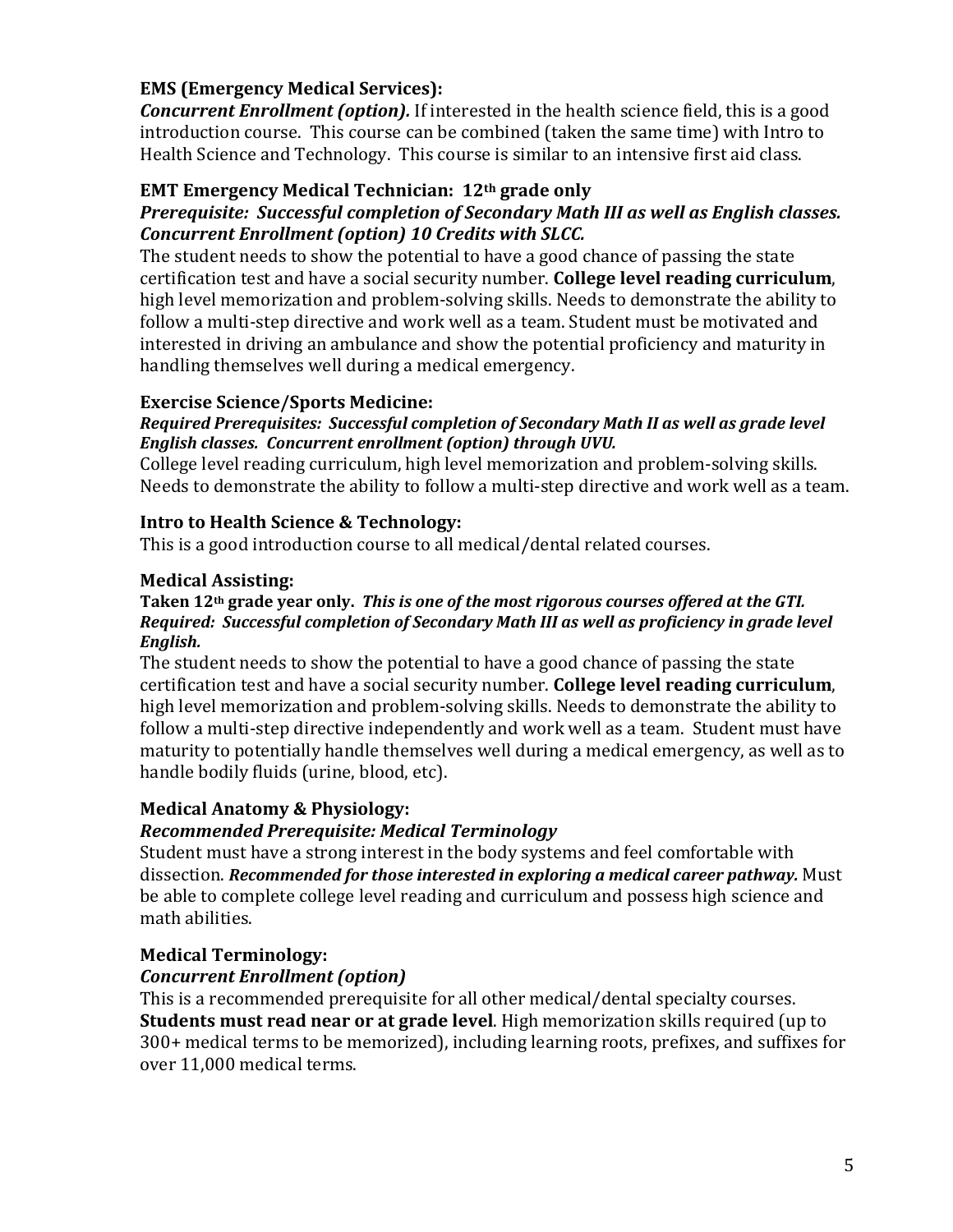### EMS (Emergency Medical Services):

***Concurrent Enrollment (option).*** If interested in the health science field, this is a good introduction course. This course can be combined (taken the same time) with Intro to Health Science and Technology. This course is similar to an intensive first aid class.

### EMT Emergency Medical Technician: 12th grade only

***Prerequisite: Successful completion of Secondary Math III as well as English classes. Concurrent Enrollment (option) 10 Credits with SLCC.***

The student needs to show the potential to have a good chance of passing the state certification test and have a social security number. **College level reading curriculum**, high level memorization and problem-solving skills. Needs to demonstrate the ability to follow a multi-step directive and work well as a team. Student must be motivated and interested in driving an ambulance and show the potential proficiency and maturity in handling themselves well during a medical emergency.

### Exercise Science/Sports Medicine:

***Required Prerequisites: Successful completion of Secondary Math II as well as grade level English classes. Concurrent enrollment (option) through UVU.***

College level reading curriculum, high level memorization and problem-solving skills. Needs to demonstrate the ability to follow a multi-step directive and work well as a team.

### Intro to Health Science & Technology:

This is a good introduction course to all medical/dental related courses.

### Medical Assisting:

**Taken 12th grade year only.** ***This is one of the most rigorous courses offered at the GTI. Required: Successful completion of Secondary Math III as well as proficiency in grade level English.***

The student needs to show the potential to have a good chance of passing the state certification test and have a social security number. **College level reading curriculum**, high level memorization and problem-solving skills. Needs to demonstrate the ability to follow a multi-step directive independently and work well as a team. Student must have maturity to potentially handle themselves well during a medical emergency, as well as to handle bodily fluids (urine, blood, etc).

### Medical Anatomy & Physiology:

***Recommended Prerequisite: Medical Terminology***

Student must have a strong interest in the body systems and feel comfortable with dissection. ***Recommended for those interested in exploring a medical career pathway.*** Must be able to complete college level reading and curriculum and possess high science and math abilities.

### Medical Terminology:

***Concurrent Enrollment (option)***

This is a recommended prerequisite for all other medical/dental specialty courses. **Students must read near or at grade level**. High memorization skills required (up to 300+ medical terms to be memorized), including learning roots, prefixes, and suffixes for over 11,000 medical terms.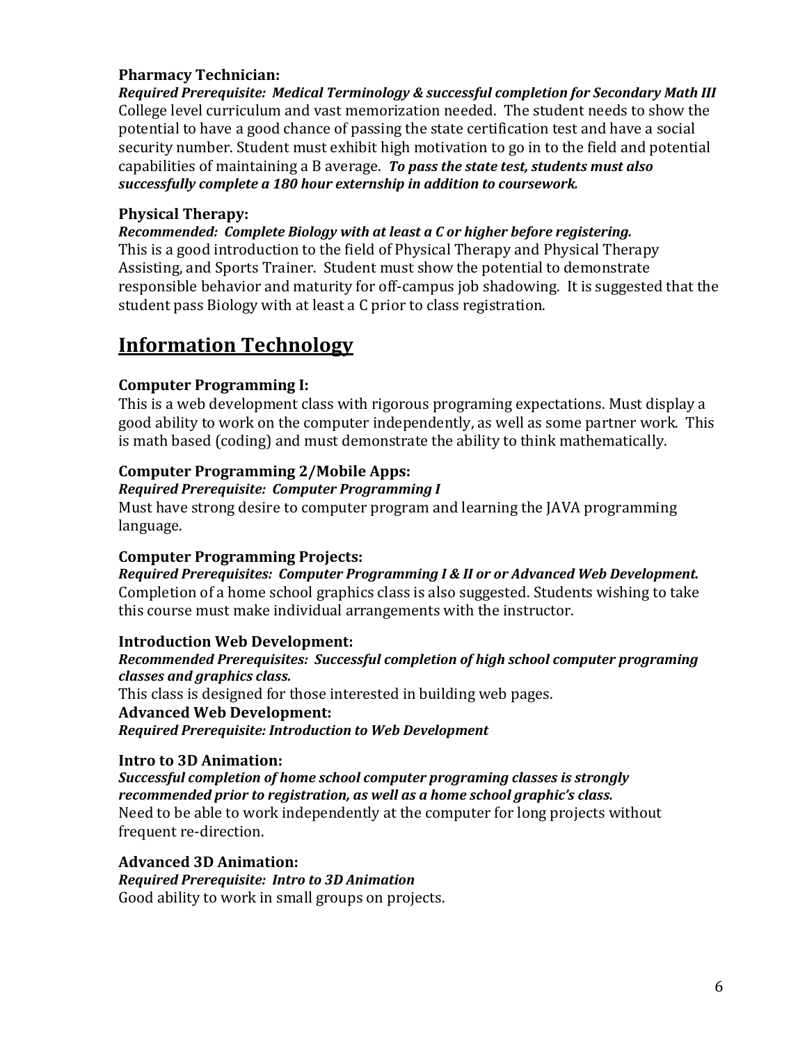### Pharmacy Technician:

***Required Prerequisite: Medical Terminology & successful completion for Secondary Math III***
College level curriculum and vast memorization needed. The student needs to show the potential to have a good chance of passing the state certification test and have a social security number. Student must exhibit high motivation to go in to the field and potential capabilities of maintaining a B average. ***To pass the state test, students must also successfully complete a 180 hour externship in addition to coursework.***

### Physical Therapy:

***Recommended: Complete Biology with at least a C or higher before registering.***
This is a good introduction to the field of Physical Therapy and Physical Therapy Assisting, and Sports Trainer. Student must show the potential to demonstrate responsible behavior and maturity for off-campus job shadowing. It is suggested that the student pass Biology with at least a C prior to class registration.

## Information Technology

### Computer Programming I:

This is a web development class with rigorous programing expectations. Must display a good ability to work on the computer independently, as well as some partner work. This is math based (coding) and must demonstrate the ability to think mathematically.

### Computer Programming 2/Mobile Apps:

***Required Prerequisite: Computer Programming I***
Must have strong desire to computer program and learning the JAVA programming language.

### Computer Programming Projects:

***Required Prerequisites: Computer Programming I & II or or Advanced Web Development.***
Completion of a home school graphics class is also suggested. Students wishing to take this course must make individual arrangements with the instructor.

### Introduction Web Development:

***Recommended Prerequisites: Successful completion of high school computer programing classes and graphics class.***
This class is designed for those interested in building web pages.

### Advanced Web Development:

***Required Prerequisite: Introduction to Web Development***

### Intro to 3D Animation:

***Successful completion of home school computer programing classes is strongly recommended prior to registration, as well as a home school graphic's class.***
Need to be able to work independently at the computer for long projects without frequent re-direction.

### Advanced 3D Animation:

***Required Prerequisite: Intro to 3D Animation***
Good ability to work in small groups on projects.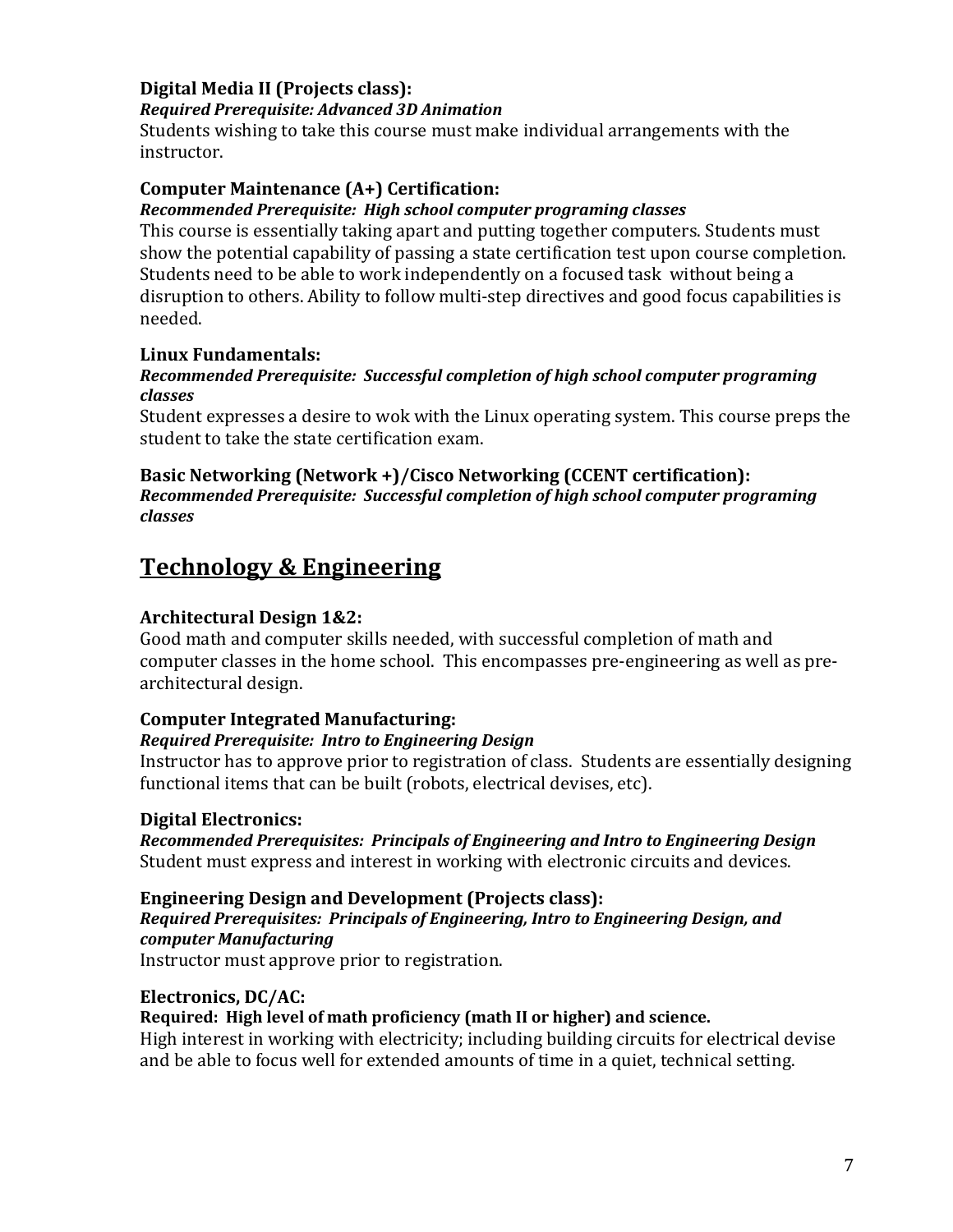### Digital Media II (Projects class):

***Required Prerequisite: Advanced 3D Animation***

Students wishing to take this course must make individual arrangements with the instructor.

### Computer Maintenance (A+) Certification:

***Recommended Prerequisite: High school computer programing classes***

This course is essentially taking apart and putting together computers. Students must show the potential capability of passing a state certification test upon course completion. Students need to be able to work independently on a focused task without being a disruption to others. Ability to follow multi-step directives and good focus capabilities is needed.

### Linux Fundamentals:

***Recommended Prerequisite: Successful completion of high school computer programing classes***

Student expresses a desire to wok with the Linux operating system. This course preps the student to take the state certification exam.

### Basic Networking (Network +)/Cisco Networking (CCENT certification):

***Recommended Prerequisite: Successful completion of high school computer programing classes***

## Technology & Engineering

### Architectural Design 1&2:

Good math and computer skills needed, with successful completion of math and computer classes in the home school. This encompasses pre-engineering as well as pre-architectural design.

### Computer Integrated Manufacturing:

***Required Prerequisite: Intro to Engineering Design***

Instructor has to approve prior to registration of class. Students are essentially designing functional items that can be built (robots, electrical devises, etc).

### Digital Electronics:

***Recommended Prerequisites: Principals of Engineering and Intro to Engineering Design***

Student must express and interest in working with electronic circuits and devices.

### Engineering Design and Development (Projects class):

***Required Prerequisites: Principals of Engineering, Intro to Engineering Design, and computer Manufacturing***

Instructor must approve prior to registration.

### Electronics, DC/AC:

**Required: High level of math proficiency (math II or higher) and science.**

High interest in working with electricity; including building circuits for electrical devise and be able to focus well for extended amounts of time in a quiet, technical setting.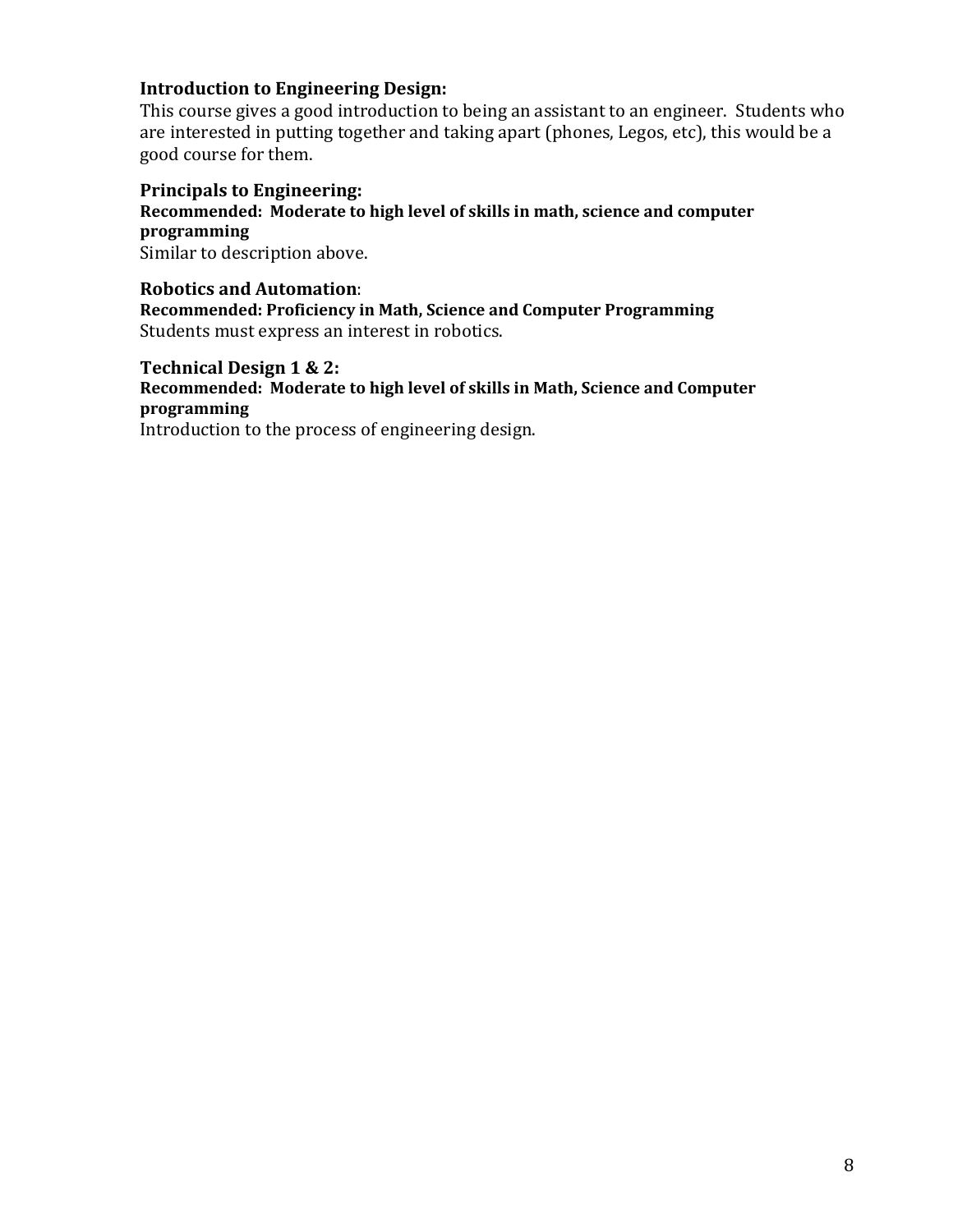### Introduction to Engineering Design:

This course gives a good introduction to being an assistant to an engineer. Students who are interested in putting together and taking apart (phones, Legos, etc), this would be a good course for them.

### Principals to Engineering:

**Recommended: Moderate to high level of skills in math, science and computer programming**

Similar to description above.

### Robotics and Automation:

**Recommended: Proficiency in Math, Science and Computer Programming**

Students must express an interest in robotics.

### Technical Design 1 & 2:

**Recommended: Moderate to high level of skills in Math, Science and Computer programming**

Introduction to the process of engineering design.